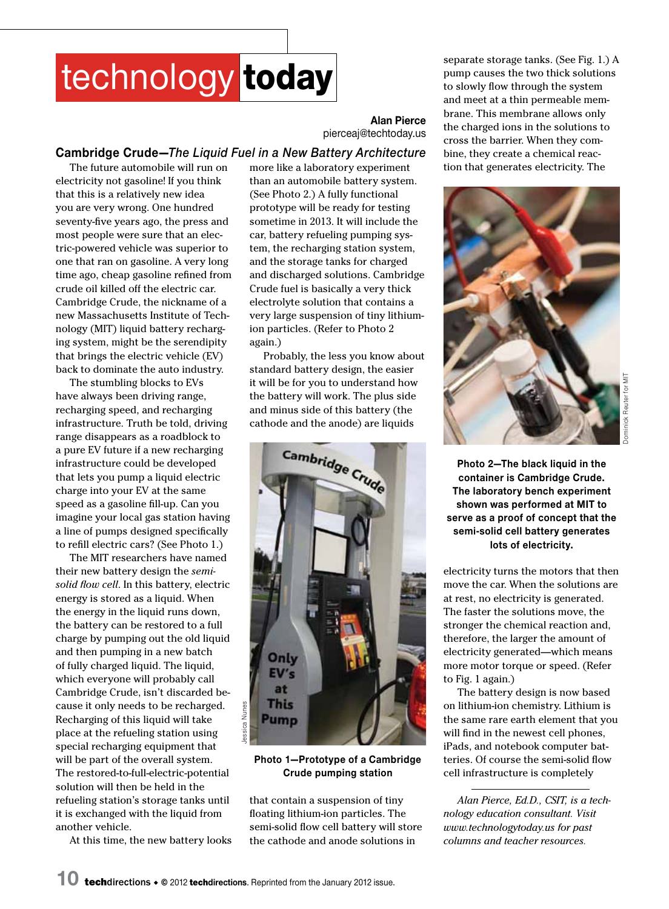# technology today

**Alan Pierce**
pierceaj@techtoday.us

## Cambridge Crude—*The Liquid Fuel in a New Battery Architecture*

The future automobile will run on electricity not gasoline! If you think that this is a relatively new idea you are very wrong. One hundred seventy-five years ago, the press and most people were sure that an electric-powered vehicle was superior to one that ran on gasoline. A very long time ago, cheap gasoline refined from crude oil killed off the electric car. Cambridge Crude, the nickname of a new Massachusetts Institute of Technology (MIT) liquid battery recharging system, might be the serendipity that brings the electric vehicle (EV) back to dominate the auto industry.

The stumbling blocks to EVs have always been driving range, recharging speed, and recharging infrastructure. Truth be told, driving range disappears as a roadblock to a pure EV future if a new recharging infrastructure could be developed that lets you pump a liquid electric charge into your EV at the same speed as a gasoline fill-up. Can you imagine your local gas station having a line of pumps designed specifically to refill electric cars? (See Photo 1.)

The MIT researchers have named their new battery design the *semi-solid flow cell*. In this battery, electric energy is stored as a liquid. When the energy in the liquid runs down, the battery can be restored to a full charge by pumping out the old liquid and then pumping in a new batch of fully charged liquid. The liquid, which everyone will probably call Cambridge Crude, isn't discarded because it only needs to be recharged. Recharging of this liquid will take place at the refueling station using special recharging equipment that will be part of the overall system. The restored-to-full-electric-potential solution will then be held in the refueling station's storage tanks until it is exchanged with the liquid from another vehicle.

At this time, the new battery looks more like a laboratory experiment than an automobile battery system. (See Photo 2.) A fully functional prototype will be ready for testing sometime in 2013. It will include the car, battery refueling pumping system, the recharging station system, and the storage tanks for charged and discharged solutions. Cambridge Crude fuel is basically a very thick electrolyte solution that contains a very large suspension of tiny lithium-ion particles. (Refer to Photo 2 again.)

Probably, the less you know about standard battery design, the easier it will be for you to understand how the battery will work. The plus side and minus side of this battery (the cathode and the anode) are liquids that contain a suspension of tiny floating lithium-ion particles. The semi-solid flow cell battery will store the cathode and anode solutions in separate storage tanks. (See Fig. 1.) A pump causes the two thick solutions to slowly flow through the system and meet at a thin permeable membrane. This membrane allows only the charged ions in the solutions to cross the barrier. When they combine, they create a chemical reaction that generates electricity. The electricity turns the motors that then move the car. When the solutions are at rest, no electricity is generated. The faster the solutions move, the stronger the chemical reaction and, therefore, the larger the amount of electricity generated—which means more motor torque or speed. (Refer to Fig. 1 again.)

**Photo 1—Prototype of a Cambridge Crude pumping station**

**Photo 2—The black liquid in the container is Cambridge Crude. The laboratory bench experiment shown was performed at MIT to serve as a proof of concept that the semi-solid cell battery generates lots of electricity.**

The battery design is now based on lithium-ion chemistry. Lithium is the same rare earth element that you will find in the newest cell phones, iPads, and notebook computer batteries. Of course the semi-solid flow cell infrastructure is completely

*Alan Pierce, Ed.D., CSIT, is a technology education consultant. Visit www.technologytoday.us for past columns and teacher resources.*

**tech**directions ♦ © 2012 **tech**directions. Reprinted from the January 2012 issue.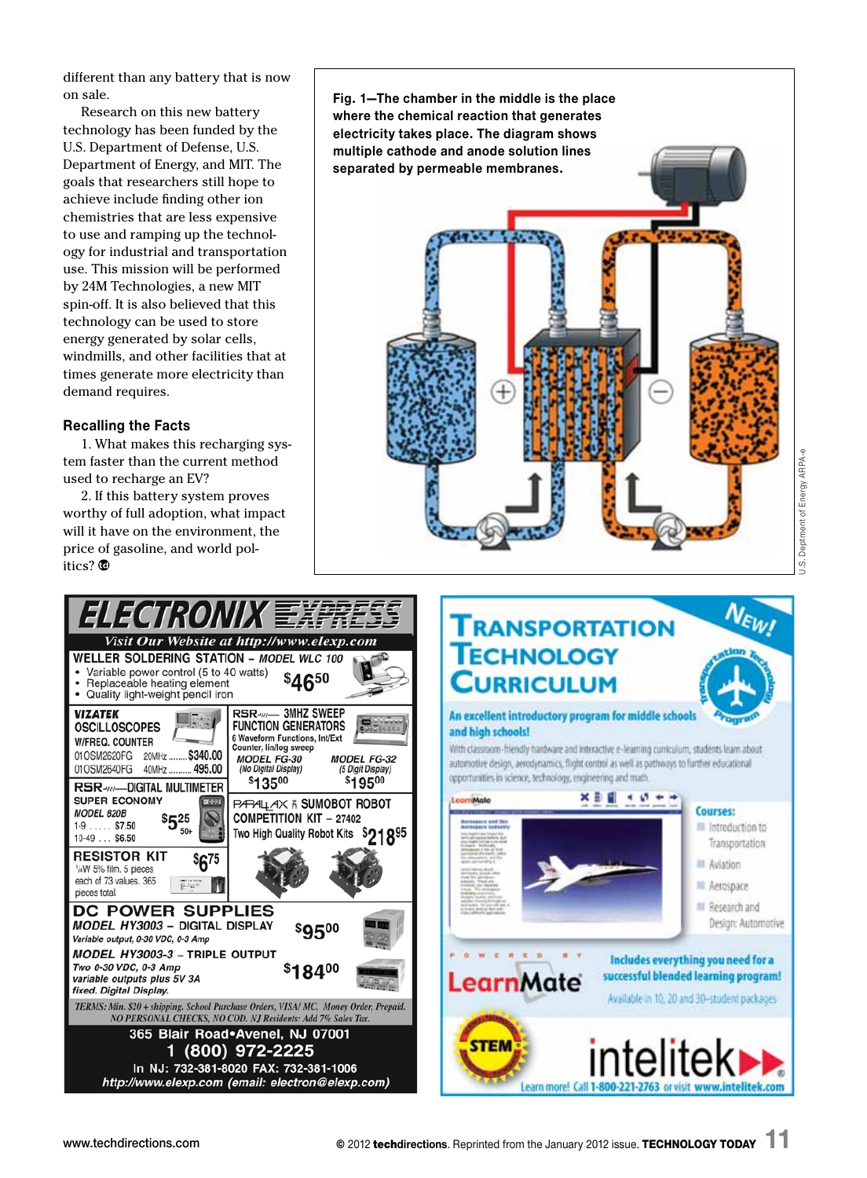different than any battery that is now on sale.

Research on this new battery technology has been funded by the U.S. Department of Defense, U.S. Department of Energy, and MIT. The goals that researchers still hope to achieve include finding other ion chemistries that are less expensive to use and ramping up the technology for industrial and transportation use. This mission will be performed by 24M Technologies, a new MIT spin-off. It is also believed that this technology can be used to store energy generated by solar cells, windmills, and other facilities that at times generate more electricity than demand requires.

### Recalling the Facts

1. What makes this recharging system faster than the current method used to recharge an EV?

2. If this battery system proves worthy of full adoption, what impact will it have on the environment, the price of gasoline, and world politics?

**Fig. 1—The chamber in the middle is the place where the chemical reaction that generates electricity takes place. The diagram shows multiple cathode and anode solution lines separated by permeable membranes.**

U.S. Deptment of Energy ARPA-e

## ELECTRONIX EXPRESS

*Visit Our Website at http://www.elexp.com*

**WELLER SOLDERING STATION** – *MODEL WLC 100*
- Variable power control (5 to 40 watts)
- Replaceable heating element
- Quality light-weight pencil iron

$46.50

**VIZATEK OSCILLOSCOPES W/FREQ. COUNTER**
01OSM2620FG 20MHz ........ $340.00
01OSM2640FG 40MHz ......... 495.00

**RSR — 3MHZ SWEEP FUNCTION GENERATORS**
6 Waveform Functions, Int/Ext Counter, lin/log sweep
*MODEL FG-30* (No Digital Display) $135.00
*MODEL FG-32* (5 Digit Display) $195.00

**RSR — DIGITAL MULTIMETER**
SUPER ECONOMY
*MODEL 820B*
1-9 ..... $7.50
10-49 ... $6.50
$5.25 50+

**PARALLAX SUMOBOT ROBOT COMPETITION KIT** – 27402
Two High Quality Robot Kits $218.95

**RESISTOR KIT** $6.75
¼W 5% film. 5 pieces each of 73 values. 365 pieces total.

**DC POWER SUPPLIES**

*MODEL HY3003* – DIGITAL DISPLAY $95.00
*Variable output, 0-30 VDC, 0-3 Amp*

*MODEL HY3003-3* – TRIPLE OUTPUT $184.00
*Two 0-30 VDC, 0-3 Amp variable outputs plus 5V 3A fixed. Digital Display.*

*TERMS: Min. $20 + shipping. School Purchase Orders, VISA/ MC, Money Order, Prepaid. NO PERSONAL CHECKS, NO COD. NJ Residents: Add 7% Sales Tax.*

**365 Blair Road•Avenel, NJ 07001**
**1 (800) 972-2225**
**In NJ: 732-381-8020 FAX: 732-381-1006**
***http://www.elexp.com (email: electron@elexp.com)***

## TRANSPORTATION TECHNOLOGY CURRICULUM

NEW!

Transportation Technology Program

**An excellent introductory program for middle schools and high schools!**

With classroom-friendly hardware and interactive e-learning curriculum, students learn about automotive design, aerodynamics, flight control as well as pathways to further educational opportunities in science, technology, engineering and math.

**Courses:**
- Introduction to Transportation
- Aviation
- Aerospace
- Research and Design: Automotive

POWERED BY LearnMate

**Includes everything you need for a successful blended learning program!**

Available in 10, 20 and 30-student packages

STEM

intelitek

Learn more! Call 1-800-221-2763 or visit www.intelitek.com

© 2012 techdirections. Reprinted from the January 2012 issue. TECHNOLOGY TODAY